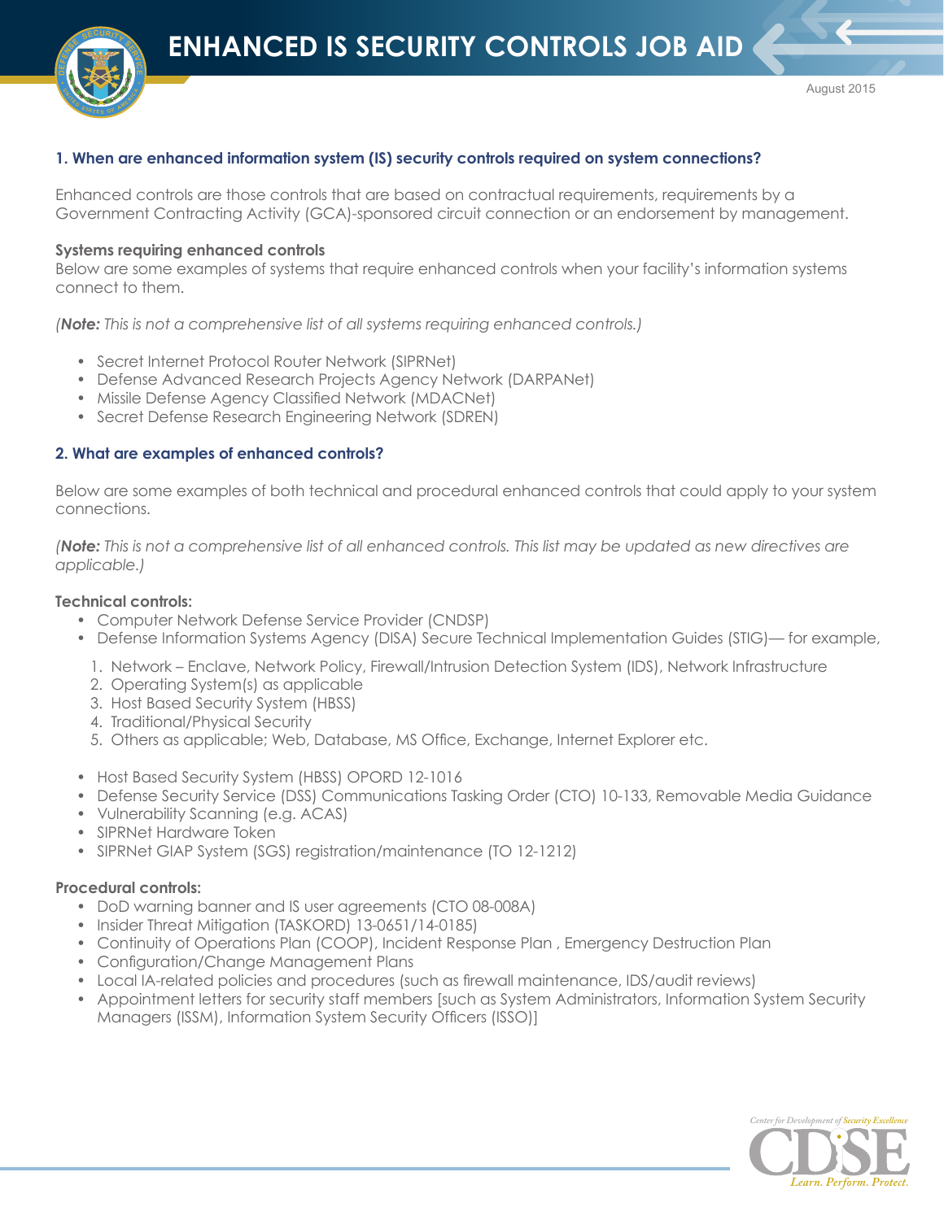# ENHANCED IS SECURITY CONTROLS JOB AID

August 2015

### 1. When are enhanced information system (IS) security controls required on system connections?

Enhanced controls are those controls that are based on contractual requirements, requirements by a Government Contracting Activity (GCA)-sponsored circuit connection or an endorsement by management.

**Systems requiring enhanced controls**

Below are some examples of systems that require enhanced controls when your facility's information systems connect to them.

*(**Note:** This is not a comprehensive list of all systems requiring enhanced controls.)*

- Secret Internet Protocol Router Network (SIPRNet)
- Defense Advanced Research Projects Agency Network (DARPANet)
- Missile Defense Agency Classified Network (MDACNet)
- Secret Defense Research Engineering Network (SDREN)

### 2. What are examples of enhanced controls?

Below are some examples of both technical and procedural enhanced controls that could apply to your system connections.

*(**Note:** This is not a comprehensive list of all enhanced controls. This list may be updated as new directives are applicable.)*

**Technical controls:**

- Computer Network Defense Service Provider (CNDSP)
- Defense Information Systems Agency (DISA) Secure Technical Implementation Guides (STIG)— for example,
  1. Network – Enclave, Network Policy, Firewall/Intrusion Detection System (IDS), Network Infrastructure
  2. Operating System(s) as applicable
  3. Host Based Security System (HBSS)
  4. Traditional/Physical Security
  5. Others as applicable; Web, Database, MS Office, Exchange, Internet Explorer etc.
- Host Based Security System (HBSS) OPORD 12-1016
- Defense Security Service (DSS) Communications Tasking Order (CTO) 10-133, Removable Media Guidance
- Vulnerability Scanning (e.g. ACAS)
- SIPRNet Hardware Token
- SIPRNet GIAP System (SGS) registration/maintenance (TO 12-1212)

**Procedural controls:**

- DoD warning banner and IS user agreements (CTO 08-008A)
- Insider Threat Mitigation (TASKORD) 13-0651/14-0185)
- Continuity of Operations Plan (COOP), Incident Response Plan , Emergency Destruction Plan
- Configuration/Change Management Plans
- Local IA-related policies and procedures (such as firewall maintenance, IDS/audit reviews)
- Appointment letters for security staff members [such as System Administrators, Information System Security Managers (ISSM), Information System Security Officers (ISSO)]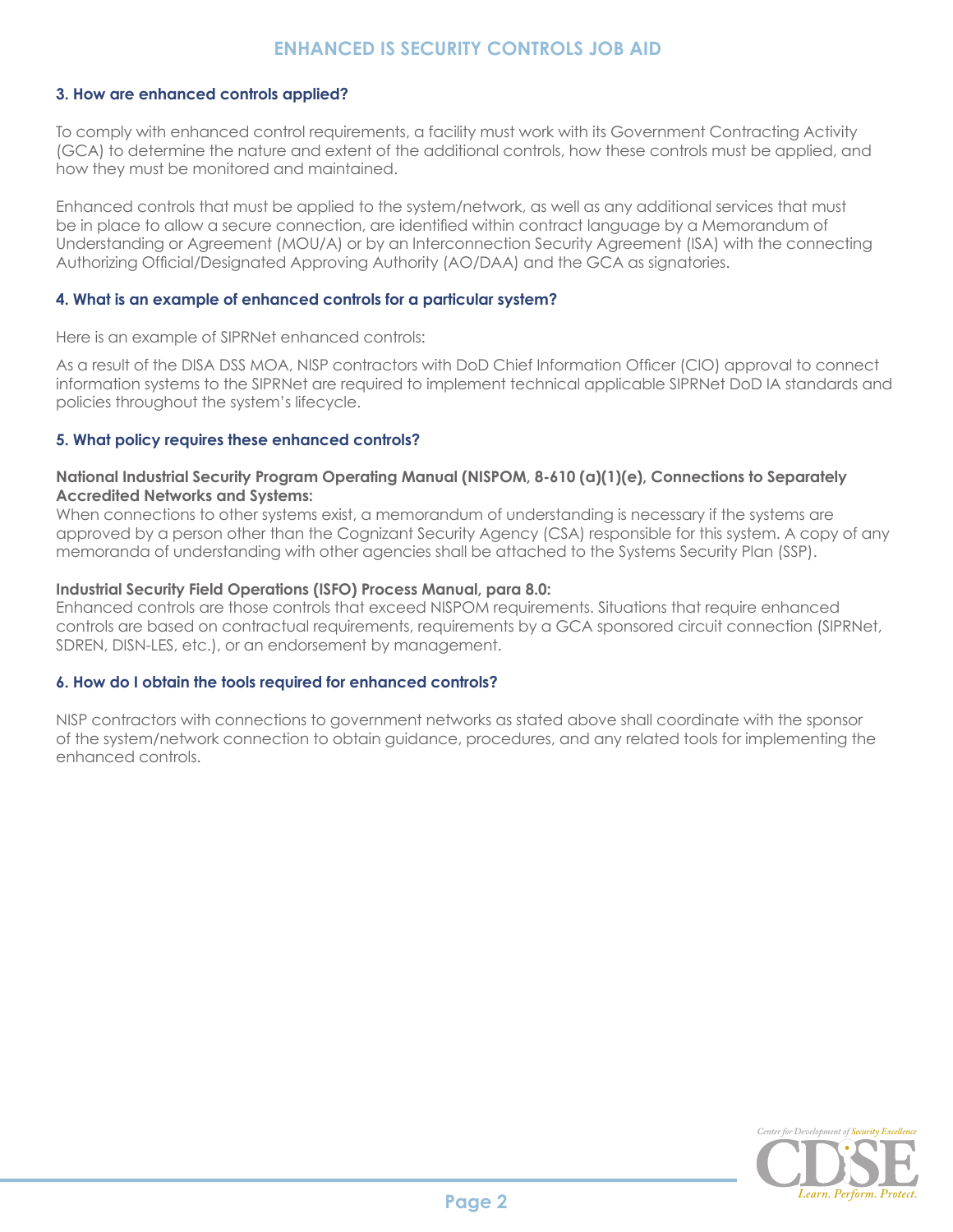### 3. How are enhanced controls applied?

To comply with enhanced control requirements, a facility must work with its Government Contracting Activity (GCA) to determine the nature and extent of the additional controls, how these controls must be applied, and how they must be monitored and maintained.

Enhanced controls that must be applied to the system/network, as well as any additional services that must be in place to allow a secure connection, are identified within contract language by a Memorandum of Understanding or Agreement (MOU/A) or by an Interconnection Security Agreement (ISA) with the connecting Authorizing Official/Designated Approving Authority (AO/DAA) and the GCA as signatories.

### 4. What is an example of enhanced controls for a particular system?

Here is an example of SIPRNet enhanced controls:

As a result of the DISA DSS MOA, NISP contractors with DoD Chief Information Officer (CIO) approval to connect information systems to the SIPRNet are required to implement technical applicable SIPRNet DoD IA standards and policies throughout the system's lifecycle.

### 5. What policy requires these enhanced controls?

**National Industrial Security Program Operating Manual (NISPOM, 8-610 (a)(1)(e), Connections to Separately Accredited Networks and Systems:**
When connections to other systems exist, a memorandum of understanding is necessary if the systems are approved by a person other than the Cognizant Security Agency (CSA) responsible for this system. A copy of any memoranda of understanding with other agencies shall be attached to the Systems Security Plan (SSP).

**Industrial Security Field Operations (ISFO) Process Manual, para 8.0:**
Enhanced controls are those controls that exceed NISPOM requirements. Situations that require enhanced controls are based on contractual requirements, requirements by a GCA sponsored circuit connection (SIPRNet, SDREN, DISN-LES, etc.), or an endorsement by management.

### 6. How do I obtain the tools required for enhanced controls?

NISP contractors with connections to government networks as stated above shall coordinate with the sponsor of the system/network connection to obtain guidance, procedures, and any related tools for implementing the enhanced controls.